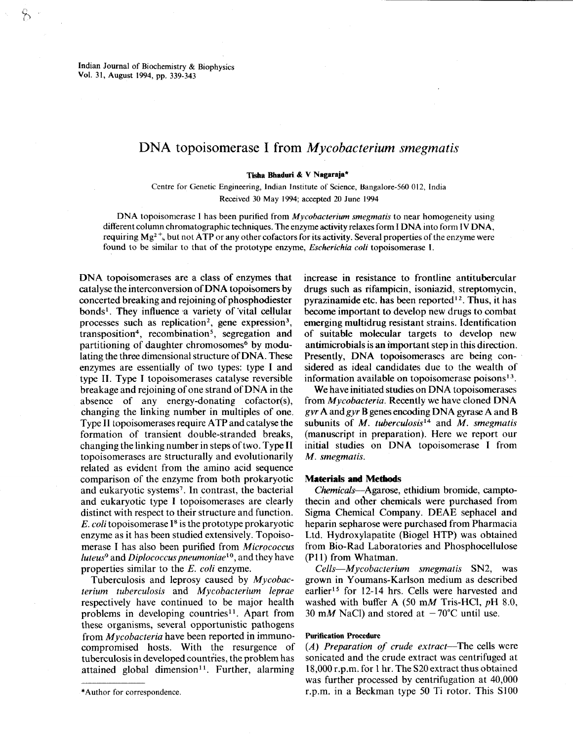# DNA topoisomerase I from *Mycobacterium smegmatis*

**Tisha Bhaduri & V Nagaraja***

Centre for Genetic Engineering, Indian Institute of Science, Bangalore-560 012, India

Received 30 May 1994; accepted 20 June 1994

DNA topoisomerase I has been purified from *Mycobacterium smegmatis* to near homogeneity using different column chromatographic techniques. The enzyme activity relaxes form I DNA into form IV DNA, requiring $Mg^{2+}$, but not ATP or any other cofactors for its activity. Several properties of the enzyme were found to be similar to that of the prototype enzyme, *Escherichia coli* topoisomerase I.

DNA topoisomerases are a class of enzymes that catalyse the interconversion of DNA topoisomers by concerted breaking and rejoining of phosphodiester bonds[1]. They influence a variety of vital cellular processes such as replication[2], gene expression[3], transposition[4], recombination[5], segregation and partitioning of daughter chromosomes[6] by modulating the three dimensional structure of DNA. These enzymes are essentially of two types: type I and type II. Type I topoisomerases catalyse reversible breakage and rejoining of one strand of DNA in the absence of any energy-donating cofactor(s), changing the linking number in multiples of one. Type II topoisomerases require ATP and catalyse the formation of transient double-stranded breaks, changing the linking number in steps of two. Type II topoisomerases are structurally and evolutionarily related as evident from the amino acid sequence comparison of the enzyme from both prokaryotic and eukaryotic systems[7]. In contrast, the bacterial and eukaryotic type I topoisomerases are clearly distinct with respect to their structure and function. *E. coli* topoisomerase I[8] is the prototype prokaryotic enzyme as it has been studied extensively. Topoisomerase I has also been purified from *Micrococcus luteus*[9] and *Diplococcus pneumoniae*[10], and they have properties similar to the *E. coli* enzyme.

Tuberculosis and leprosy caused by *Mycobacterium tuberculosis* and *Mycobacterium leprae* respectively have continued to be major health problems in developing countries[11]. Apart from these organisms, several opportunistic pathogens from *Mycobacteria* have been reported in immunocompromised hosts. With the resurgence of tuberculosis in developed countries, the problem has attained global dimension[11]. Further, alarming increase in resistance to frontline antitubercular drugs such as rifampicin, isoniazid, streptomycin, pyrazinamide etc. has been reported[12]. Thus, it has become important to develop new drugs to combat emerging multidrug resistant strains. Identification of suitable molecular targets to develop new antimicrobials is an important step in this direction. Presently, DNA topoisomerases are being considered as ideal candidates due to the wealth of information available on topoisomerase poisons[13].

We have initiated studies on DNA topoisomerases from *Mycobacteria*. Recently we have cloned DNA *gyr* A and *gyr* B genes encoding DNA gyrase A and B subunits of *M. tuberculosis*[14] and *M. smegmatis* (manuscript in preparation). Here we report our initial studies on DNA topoisomerase I from *M. smegmatis*.

## Materials and Methods

*Chemicals*—Agarose, ethidium bromide, camptothecin and other chemicals were purchased from Sigma Chemical Company. DEAE sephacel and heparin sepharose were purchased from Pharmacia Ltd. Hydroxylapatite (Biogel HTP) was obtained from Bio-Rad Laboratories and Phosphocellulose (P11) from Whatman.

*Cells*—*Mycobacterium smegmatis* SN2, was grown in Youmans-Karlson medium as described earlier[15] for 12-14 hrs. Cells were harvested and washed with buffer A (50 m*M* Tris-HCl, *p*H 8.0, 30 m*M* NaCl) and stored at −70°C until use.

### Purification Procedure

(*A*) *Preparation of crude extract*—The cells were sonicated and the crude extract was centrifuged at 18,000 r.p.m. for 1 hr. The S20 extract thus obtained was further processed by centrifugation at 40,000 r.p.m. in a Beckman type 50 Ti rotor. This S100

*Author for correspondence.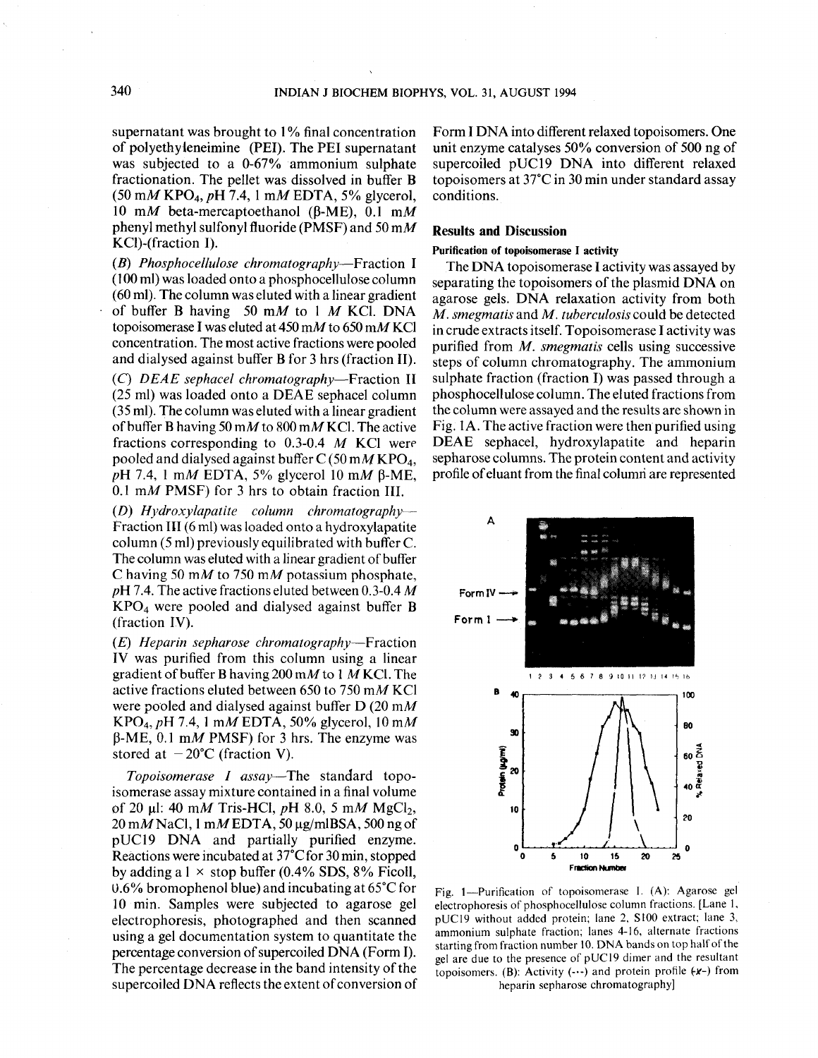supernatant was brought to 1% final concentration of polyethyleneimine (PEI). The PEI supernatant was subjected to a 0-67% ammonium sulphate fractionation. The pellet was dissolved in buffer B (50 m*M* $KPO_4$, *p*H 7.4, 1 m*M* EDTA, 5% glycerol, 10 m*M* beta-mercaptoethanol (β-ME), 0.1 m*M* phenyl methyl sulfonyl fluoride (PMSF) and 50 m*M* KCl)-(fraction I).

(*B*) *Phosphocellulose chromatography*—Fraction I (100 ml) was loaded onto a phosphocellulose column (60 ml). The column was eluted with a linear gradient of buffer B having 50 m*M* to 1 *M* KCl. DNA topoisomerase I was eluted at 450 m*M* to 650 m*M* KCl concentration. The most active fractions were pooled and dialysed against buffer B for 3 hrs (fraction II).

(*C*) *DEAE sephacel chromatography*—Fraction II (25 ml) was loaded onto a DEAE sephacel column (35 ml). The column was eluted with a linear gradient of buffer B having 50 m*M* to 800 m*M* KCl. The active fractions corresponding to 0.3-0.4 *M* KCl were pooled and dialysed against buffer C (50 m*M* $KPO_4$, *p*H 7.4, 1 m*M* EDTA, 5% glycerol 10 m*M* β-ME, 0.1 m*M* PMSF) for 3 hrs to obtain fraction III.

(*D*) *Hydroxylapatite column chromatography*—Fraction III (6 ml) was loaded onto a hydroxylapatite column (5 ml) previously equilibrated with buffer C. The column was eluted with a linear gradient of buffer C having 50 m*M* to 750 m*M* potassium phosphate, *p*H 7.4. The active fractions eluted between 0.3-0.4 *M* $KPO_4$ were pooled and dialysed against buffer B (fraction IV).

(*E*) *Heparin sepharose chromatography*—Fraction IV was purified from this column using a linear gradient of buffer B having 200 m*M* to 1 *M* KCl. The active fractions eluted between 650 to 750 m*M* KCl were pooled and dialysed against buffer D (20 m*M* $KPO_4$, *p*H 7.4, 1 m*M* EDTA, 50% glycerol, 10 m*M* β-ME, 0.1 m*M* PMSF) for 3 hrs. The enzyme was stored at −20°C (fraction V).

*Topoisomerase I assay*—The standard topoisomerase assay mixture contained in a final volume of 20 μl: 40 m*M* Tris-HCl, *p*H 8.0, 5 m*M* $MgCl_2$, 20 m*M* NaCl, 1 m*M* EDTA, 50 μg/ml BSA, 500 ng of pUC19 DNA and partially purified enzyme. Reactions were incubated at 37°C for 30 min, stopped by adding a 1 × stop buffer (0.4% SDS, 8% Ficoll, 0.6% bromophenol blue) and incubating at 65°C for 10 min. Samples were subjected to agarose gel electrophoresis, photographed and then scanned using a gel documentation system to quantitate the percentage conversion of supercoiled DNA (Form I). The percentage decrease in the band intensity of the supercoiled DNA reflects the extent of conversion of Form I DNA into different relaxed topoisomers. One unit enzyme catalyses 50% conversion of 500 ng of supercoiled pUC19 DNA into different relaxed topoisomers at 37°C in 30 min under standard assay conditions.

## Results and Discussion

### Purification of topoisomerase I activity

The DNA topoisomerase I activity was assayed by separating the topoisomers of the plasmid DNA on agarose gels. DNA relaxation activity from both *M. smegmatis* and *M. tuberculosis* could be detected in crude extracts itself. Topoisomerase I activity was purified from *M. smegmatis* cells using successive steps of column chromatography. The ammonium sulphate fraction (fraction I) was passed through a phosphocellulose column. The eluted fractions from the column were assayed and the results are shown in Fig. 1A. The active fraction were then purified using DEAE sephacel, hydroxylapatite and heparin sepharose columns. The protein content and activity profile of eluant from the final column are represented

Fig. 1—Purification of topoisomerase I. (A): Agarose gel electrophoresis of phosphocellulose column fractions. [Lane 1, pUC19 without added protein; lane 2, S100 extract; lane 3, ammonium sulphate fraction; lanes 4-16, alternate fractions starting from fraction number 10. DNA bands on top half of the gel are due to the presence of pUC19 dimer and the resultant topoisomers. (B): Activity (---) and protein profile (-x-) from heparin sepharose chromatography]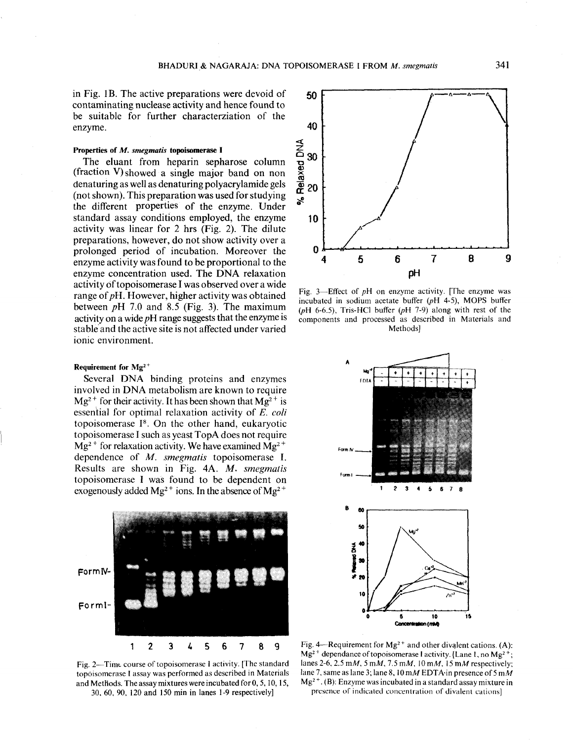in Fig. 1B. The active preparations were devoid of contaminating nuclease activity and hence found to be suitable for further characterziation of the enzyme.

### Properties of *M. smegmatis* topoisomerase I

The eluant from heparin sepharose column (fraction V) showed a single major band on non denaturing as well as denaturing polyacrylamide gels (not shown). This preparation was used for studying the different properties of the enzyme. Under standard assay conditions employed, the enzyme activity was linear for 2 hrs (Fig. 2). The dilute preparations, however, do not show activity over a prolonged period of incubation. Moreover the enzyme activity was found to be proportional to the enzyme concentration used. The DNA relaxation activity of topoisomerase I was observed over a wide range of *p*H. However, higher activity was obtained between *p*H 7.0 and 8.5 (Fig. 3). The maximum activity on a wide *p*H range suggests that the enzyme is stable and the active site is not affected under varied ionic environment.

### Requirement for $Mg^{2+}$

Several DNA binding proteins and enzymes involved in DNA metabolism are known to require $Mg^{2+}$ for their activity. It has been shown that $Mg^{2+}$ is essential for optimal relaxation activity of *E. coli* topoisomerase I[8]. On the other hand, eukaryotic topoisomerase I such as yeast TopA does not require $Mg^{2+}$ for relaxation activity. We have examined $Mg^{2+}$ dependence of *M. smegmatis* topoisomerase I. Results are shown in Fig. 4A. *M. smegmatis* topoisomerase I was found to be dependent on exogenously added $Mg^{2+}$ ions. In the absence of $Mg^{2+}$

Fig. 2—Time course of topoisomerase I activity. [The standard topoisomerase I assay was performed as described in Materials and Methods. The assay mixtures were incubated for 0, 5, 10, 15, 30, 60, 90, 120 and 150 min in lanes 1-9 respectively]

Fig. 3—Effect of *p*H on enzyme activity. [The enzyme was incubated in sodium acetate buffer (*p*H 4-5), MOPS buffer (*p*H 6-6.5), Tris-HCl buffer (*p*H 7-9) along with rest of the components and processed as described in Materials and Methods]

Fig. 4—Requirement for $Mg^{2+}$ and other divalent cations. (A): $Mg^{2+}$ dependance of topoisomerase I activity. [Lane 1, no $Mg^{2+}$; lanes 2-6, 2.5 m*M*, 5 m*M*, 7.5 m*M*, 10 m*M*, 15 m*M* respectively; lane 7, same as lane 3; lane 8, 10 m*M* EDTA in presence of 5 m*M* $Mg^{2+}$. (B): Enzyme was incubated in a standard assay mixture in presence of indicated concentration of divalent cations]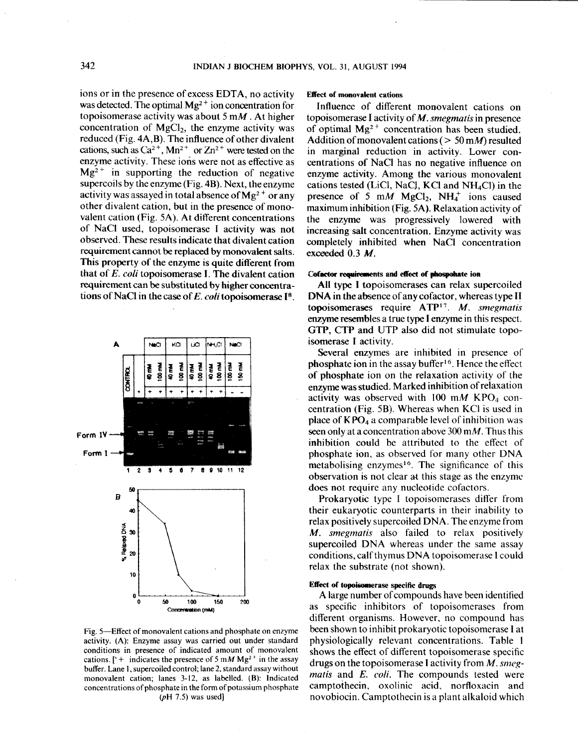ions or in the presence of excess EDTA, no activity was detected. The optimal $Mg^{2+}$ ion concentration for topoisomerase activity was about 5 m$M$. At higher concentration of $MgCl_2$, the enzyme activity was reduced (Fig. 4A,B). The influence of other divalent cations, such as $Ca^{2+}$, $Mn^{2+}$ or $Zn^{2+}$ were tested on the enzyme activity. These ions were not as effective as $Mg^{2+}$ in supporting the reduction of negative supercoils by the enzyme (Fig. 4B). Next, the enzyme activity was assayed in total absence of $Mg^{2+}$ or any other divalent cation, but in the presence of monovalent cation (Fig. 5A). At different concentrations of NaCl used, topoisomerase I activity was not observed. These results indicate that divalent cation requirement cannot be replaced by monovalent salts. This property of the enzyme is quite different from that of *E. coli* topoisomerase I. The divalent cation requirement can be substituted by higher concentrations of NaCl in the case of *E. coli* topoisomerase I[8].

Fig. 5—Effect of monovalent cations and phosphate on enzyme activity. (A): Enzyme assay was carried out under standard conditions in presence of indicated amount of monovalent cations. ['+ indicates the presence of 5 m$M$ $Mg^{2+}$ in the assay buffer. Lane 1, supercoiled control; lane 2, standard assay without monovalent cation; lanes 3-12, as labelled. (B): Indicated concentrations of phosphate in the form of potassium phosphate ($p$H 7.5) was used]

### Effect of monovalent cations

Influence of different monovalent cations on topoisomerase I activity of *M. smegmatis* in presence of optimal $Mg^{2+}$ concentration has been studied. Addition of monovalent cations (> 50 m$M$) resulted in marginal reduction in activity. Lower concentrations of NaCl has no negative influence on enzyme activity. Among the various monovalent cations tested (LiCl, NaCl, KCl and $NH_4Cl$) in the presence of 5 m$M$ $MgCl_2$, $NH_4^+$ ions caused maximum inhibition (Fig. 5A). Relaxation activity of the enzyme was progressively lowered with increasing salt concentration. Enzyme activity was completely inhibited when NaCl concentration exceeded 0.3 $M$.

### Cofactor requirements and effect of phospohate ion

All type I topoisomerases can relax supercoiled DNA in the absence of any cofactor, whereas type II topoisomerases require ATP[17]. *M. smegmatis* enzyme resembles a true type I enzyme in this respect. GTP, CTP and UTP also did not stimulate topoisomerase I activity.

Several enzymes are inhibited in presence of phosphate ion in the assay buffer[16]. Hence the effect of phosphate ion on the relaxation activity of the enzyme was studied. Marked inhibition of relaxation activity was observed with 100 m$M$ $KPO_4$ concentration (Fig. 5B). Whereas when KCl is used in place of $KPO_4$ a comparable level of inhibition was seen only at a concentration above 300 m$M$. Thus this inhibition could be attributed to the effect of phosphate ion, as observed for many other DNA metabolising enzymes[16]. The significance of this observation is not clear at this stage as the enzyme does not require any nucleotide cofactors.

Prokaryotic type I topoisomerases differ from their eukaryotic counterparts in their inability to relax positively supercoiled DNA. The enzyme from *M. smegmatis* also failed to relax positively supercoiled DNA whereas under the same assay conditions, calf thymus DNA topoisomerase I could relax the substrate (not shown).

### Effect of topoisomerase specific drugs

A large number of compounds have been identified as specific inhibitors of topoisomerases from different organisms. However, no compound has been shown to inhibit prokaryotic topoisomerase I at physiologically relevant concentrations. Table 1 shows the effect of different topoisomerase specific drugs on the topoisomerase I activity from *M. smegmatis* and *E. coli*. The compounds tested were camptothecin, oxolinic acid, norfloxacin and novobiocin. Camptothecin is a plant alkaloid which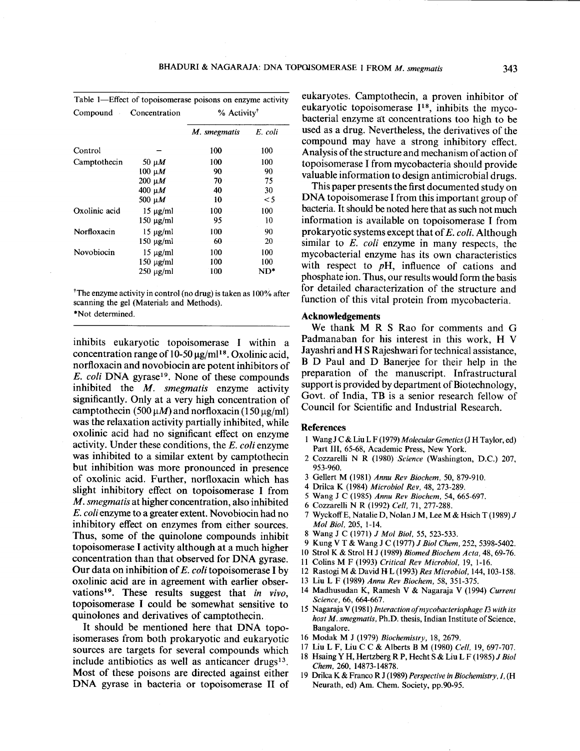Table 1—Effect of topoisomerase poisons on enzyme activity

| Compound | Concentration | % Activity† | |
|---|---|---|---|
| | | *M. smegmatis* | *E. coli* |
| Control | – | 100 | 100 |
| Camptothecin | 50 μ*M* | 100 | 100 |
| | 100 μ*M* | 90 | 90 |
| | 200 μ*M* | 70 | 75 |
| | 400 μ*M* | 40 | 30 |
| | 500 μ*M* | 10 | <5 |
| Oxolinic acid | 15 μg/ml | 100 | 100 |
| | 150 μg/ml | 95 | 10 |
| Norfloxacin | 15 μg/ml | 100 | 90 |
| | 150 μg/ml | 60 | 20 |
| Novobiocin | 15 μg/ml | 100 | 100 |
| | 150 μg/ml | 100 | 100 |
| | 250 μg/ml | 100 | ND* |

†The enzyme activity in control (no drug) is taken as 100% after scanning the gel (Materials and Methods).
*Not determined.

inhibits eukaryotic topoisomerase I within a concentration range of 10-50 μg/ml[18]. Oxolinic acid, norfloxacin and novobiocin are potent inhibitors of *E. coli* DNA gyrase[19]. None of these compounds inhibited the *M. smegmatis* enzyme activity significantly. Only at a very high concentration of camptothecin (500 μ*M*) and norfloxacin (150 μg/ml) was the relaxation activity partially inhibited, while oxolinic acid had no significant effect on enzyme activity. Under these conditions, the *E. coli* enzyme was inhibited to a similar extent by camptothecin but inhibition was more pronounced in presence of oxolinic acid. Further, norfloxacin which has slight inhibitory effect on topoisomerase I from *M. smegmatis* at higher concentration, also inhibited *E. coli* enzyme to a greater extent. Novobiocin had no inhibitory effect on enzymes from either sources. Thus, some of the quinolone compounds inhibit topoisomerase I activity although at a much higher concentration than that observed for DNA gyrase. Our data on inhibition of *E. coli* topoisomerase I by oxolinic acid are in agreement with earlier observations[19]. These results suggest that *in vivo*, topoisomerase I could be somewhat sensitive to quinolones and derivatives of camptothecin.

It should be mentioned here that DNA topoisomerases from both prokaryotic and eukaryotic sources are targets for several compounds which include antibiotics as well as anticancer drugs[13]. Most of these poisons are directed against either DNA gyrase in bacteria or topoisomerase II of eukaryotes. Camptothecin, a proven inhibitor of eukaryotic topoisomerase I[18], inhibits the mycobacterial enzyme at concentrations too high to be used as a drug. Nevertheless, the derivatives of the compound may have a strong inhibitory effect. Analysis of the structure and mechanism of action of topoisomerase I from mycobacteria should provide valuable information to design antimicrobial drugs.

This paper presents the first documented study on DNA topoisomerase I from this important group of bacteria. It should be noted here that as such not much information is available on topoisomerase I from prokaryotic systems except that of *E. coli*. Although similar to *E. coli* enzyme in many respects, the mycobacterial enzyme has its own characteristics with respect to *p*H, influence of cations and phosphate ion. Thus, our results would form the basis for detailed characterization of the structure and function of this vital protein from mycobacteria.

## Acknowledgements

We thank M R S Rao for comments and G Padmanaban for his interest in this work, H V Jayashri and H S Rajeshwari for technical assistance, B D Paul and D Banerjee for their help in the preparation of the manuscript. Infrastructural support is provided by department of Biotechnology, Govt. of India, TB is a senior research fellow of Council for Scientific and Industrial Research.

## References

1. Wang J C & Liu L F (1979) *Molecular Genetics* (J H Taylor, ed) Part III, 65-68, Academic Press, New York.
2. Cozzarelli N R (1980) *Science* (Washington, D.C.) 207, 953-960.
3. Gellert M (1981) *Annu Rev Biochem*, 50, 879-910.
4. Drilca K (1984) *Microbiol Rev*, 48, 273-289.
5. Wang J C (1985) *Annu Rev Biochem*, 54, 665-697.
6. Cozzarelli N R (1992) *Cell*, 71, 277-288.
7. Wyckoff E, Natalie D, Nolan J M, Lee M & Hsich T (1989) *J Mol Biol*, 205, 1-14.
8. Wang J C (1971) *J Mol Biol*, 55, 523-533.
9. Kung V T & Wang J C (1977) *J Biol Chem*, 252, 5398-5402.
10. Strol K & Strol H J (1989) *Biomed Biochem Acta*, 48, 69-76.
11. Colins M F (1993) *Critical Rev Microbiol*, 19, 1-16.
12. Rastogi M & David H L (1993) *Res Microbiol*, 144, 103-158.
13. Liu L F (1989) *Annu Rev Biochem*, 58, 351-375.
14. Madhusudan K, Ramesh V & Nagaraja V (1994) *Current Science*, 66, 664-667.
15. Nagaraja V (1981) *Interaction of mycobacteriophage I3 with its host M. smegmatis*, Ph.D. thesis, Indian Institute of Science, Bangalore.
16. Modak M J (1979) *Biochemistry*, 18, 2679.
17. Liu L F, Liu C C & Alberts B M (1980) *Cell*, 19, 697-707.
18. Hsaing Y H, Hertzberg R P, Hecht S & Liu L F (1985) *J Biol Chem*, 260, 14873-14878.
19. Drilca K & Franco R J (1989) *Perspective in Biochemistry, I*, (H Neurath, ed) Am. Chem. Society, pp.90-95.